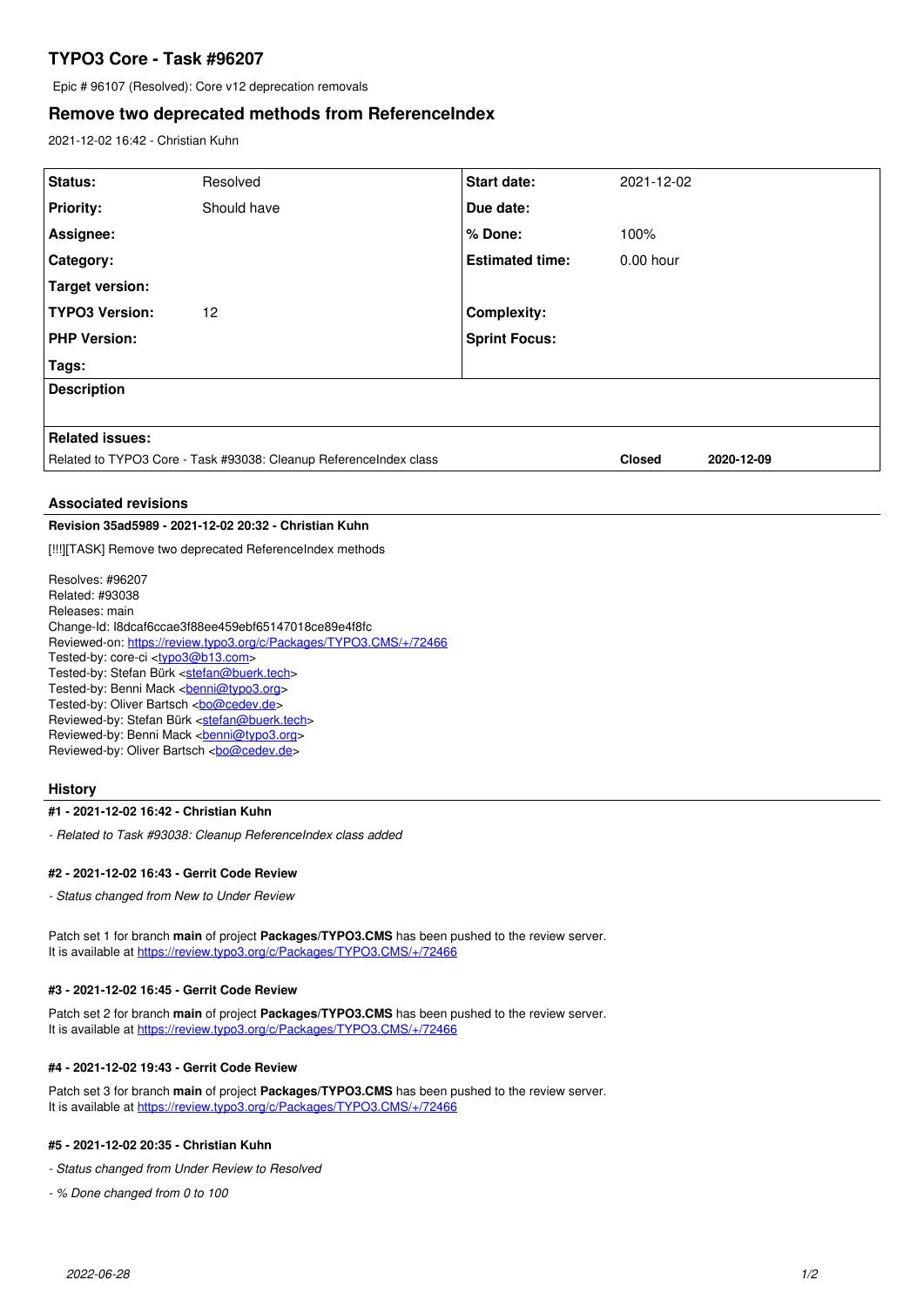# TYPO3 Core - Task #96207

Epic # 96107 (Resolved): Core v12 deprecation removals

## Remove two deprecated methods from ReferenceIndex

2021-12-02 16:42 - Christian Kuhn

| | | | |
|---|---|---|---|
| **Status:** | Resolved | **Start date:** | 2021-12-02 |
| **Priority:** | Should have | **Due date:** | |
| **Assignee:** | | **% Done:** | 100% |
| **Category:** | | **Estimated time:** | 0.00 hour |
| **Target version:** | | | |
| **TYPO3 Version:** | 12 | **Complexity:** | |
| **PHP Version:** | | **Sprint Focus:** | |
| **Tags:** | | | |

**Description**

**Related issues:**

| | | |
|---|---|---|
| Related to TYPO3 Core - Task #93038: Cleanup ReferenceIndex class | **Closed** | **2020-12-09** |

### Associated revisions

**Revision 35ad5989 - 2021-12-02 20:32 - Christian Kuhn**

[!!!][TASK] Remove two deprecated ReferenceIndex methods

Resolves: #96207
Related: #93038
Releases: main
Change-Id: I8dcaf6ccae3f88ee459ebf65147018ce89e4f8fc
Reviewed-on: https://review.typo3.org/c/Packages/TYPO3.CMS/+/72466
Tested-by: core-ci <typo3@b13.com>
Tested-by: Stefan Bürk <stefan@buerk.tech>
Tested-by: Benni Mack <benni@typo3.org>
Tested-by: Oliver Bartsch <bo@cedev.de>
Reviewed-by: Stefan Bürk <stefan@buerk.tech>
Reviewed-by: Benni Mack <benni@typo3.org>
Reviewed-by: Oliver Bartsch <bo@cedev.de>

### History

**#1 - 2021-12-02 16:42 - Christian Kuhn**

*- Related to Task #93038: Cleanup ReferenceIndex class added*

**#2 - 2021-12-02 16:43 - Gerrit Code Review**

*- Status changed from New to Under Review*

Patch set 1 for branch **main** of project **Packages/TYPO3.CMS** has been pushed to the review server.
It is available at https://review.typo3.org/c/Packages/TYPO3.CMS/+/72466

**#3 - 2021-12-02 16:45 - Gerrit Code Review**

Patch set 2 for branch **main** of project **Packages/TYPO3.CMS** has been pushed to the review server.
It is available at https://review.typo3.org/c/Packages/TYPO3.CMS/+/72466

**#4 - 2021-12-02 19:43 - Gerrit Code Review**

Patch set 3 for branch **main** of project **Packages/TYPO3.CMS** has been pushed to the review server.
It is available at https://review.typo3.org/c/Packages/TYPO3.CMS/+/72466

**#5 - 2021-12-02 20:35 - Christian Kuhn**

*- Status changed from Under Review to Resolved*

*- % Done changed from 0 to 100*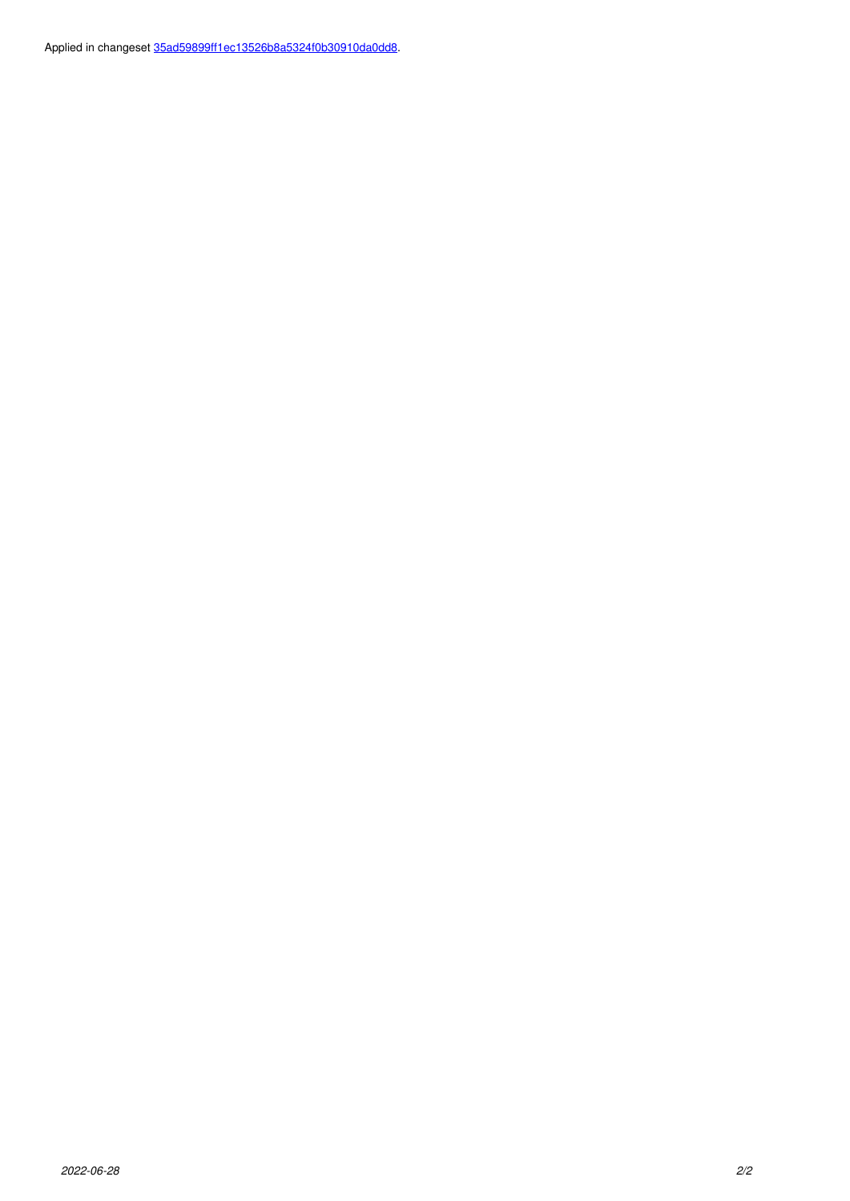Applied in changeset 35ad59899ff1ec13526b8a5324f0b30910da0dd8.